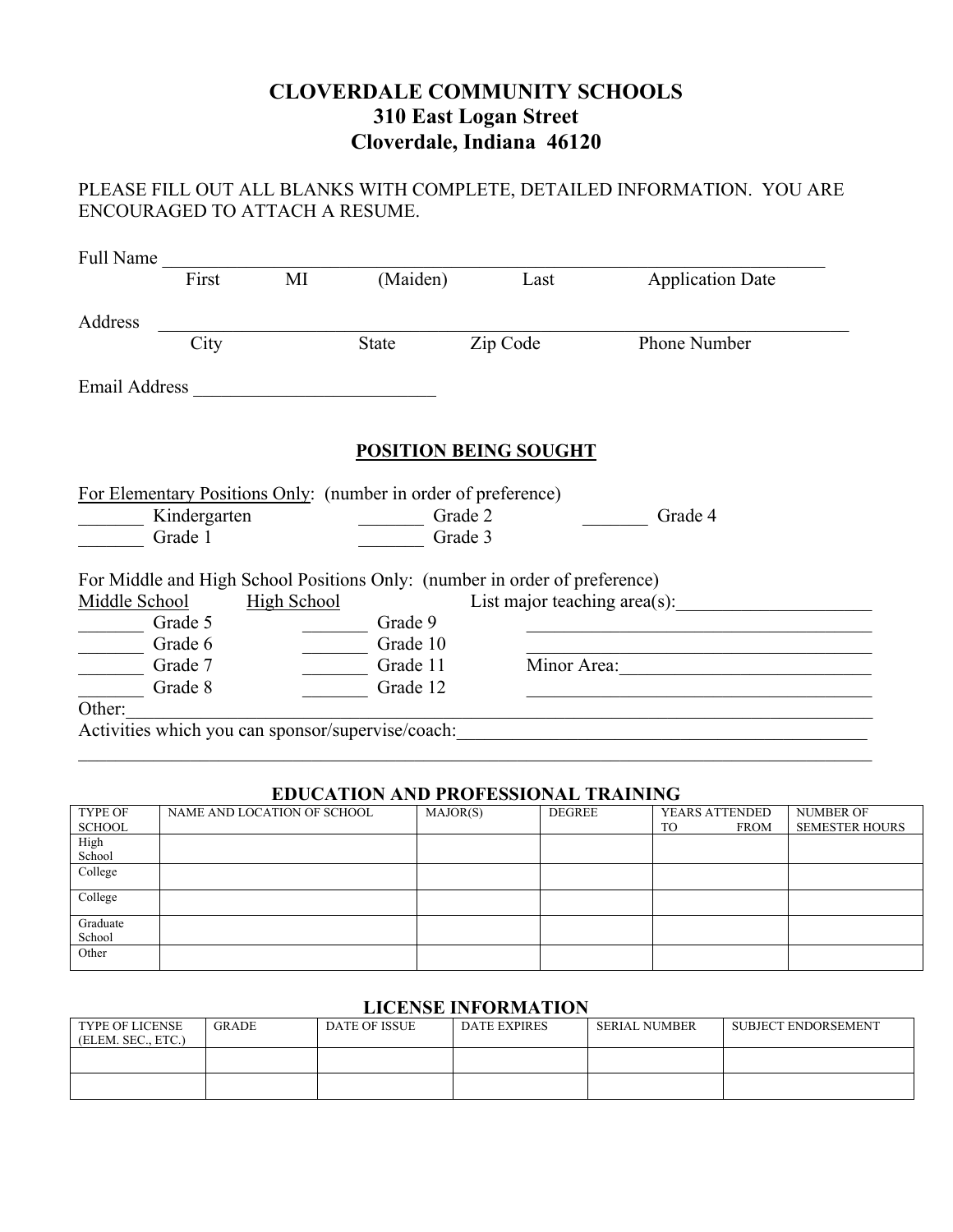# CLOVERDALE COMMUNITY SCHOOLS
## 310 East Logan Street
## Cloverdale, Indiana 46120

PLEASE FILL OUT ALL BLANKS WITH COMPLETE, DETAILED INFORMATION. YOU ARE ENCOURAGED TO ATTACH A RESUME.

Full Name ______________________________________________________________
First MI (Maiden) Last Application Date

Address ______________________________________________________________
City State Zip Code Phone Number

Email Address _________________________

## POSITION BEING SOUGHT

For Elementary Positions Only: (number in order of preference)

_______ Kindergarten _______ Grade 2 _______ Grade 4
_______ Grade 1 _______ Grade 3

For Middle and High School Positions Only: (number in order of preference)

Middle School High School List major teaching area(s):_____________________

_______ Grade 5 _______ Grade 9 _____________________________________
_______ Grade 6 _______ Grade 10 _____________________________________
_______ Grade 7 _______ Grade 11 Minor Area:___________________________
_______ Grade 8 _______ Grade 12 _____________________________________

Other:__________________________________________________________________

Activities which you can sponsor/supervise/coach:_____________________________________________
_______________________________________________________________________

## EDUCATION AND PROFESSIONAL TRAINING

| TYPE OF SCHOOL | NAME AND LOCATION OF SCHOOL | MAJOR(S) | DEGREE | YEARS ATTENDED TO FROM | NUMBER OF SEMESTER HOURS |
|---|---|---|---|---|---|
| High School | | | | | |
| College | | | | | |
| College | | | | | |
| Graduate School | | | | | |
| Other | | | | | |

## LICENSE INFORMATION

| TYPE OF LICENSE (ELEM. SEC., ETC.) | GRADE | DATE OF ISSUE | DATE EXPIRES | SERIAL NUMBER | SUBJECT ENDORSEMENT |
|---|---|---|---|---|---|
| | | | | | |
| | | | | | |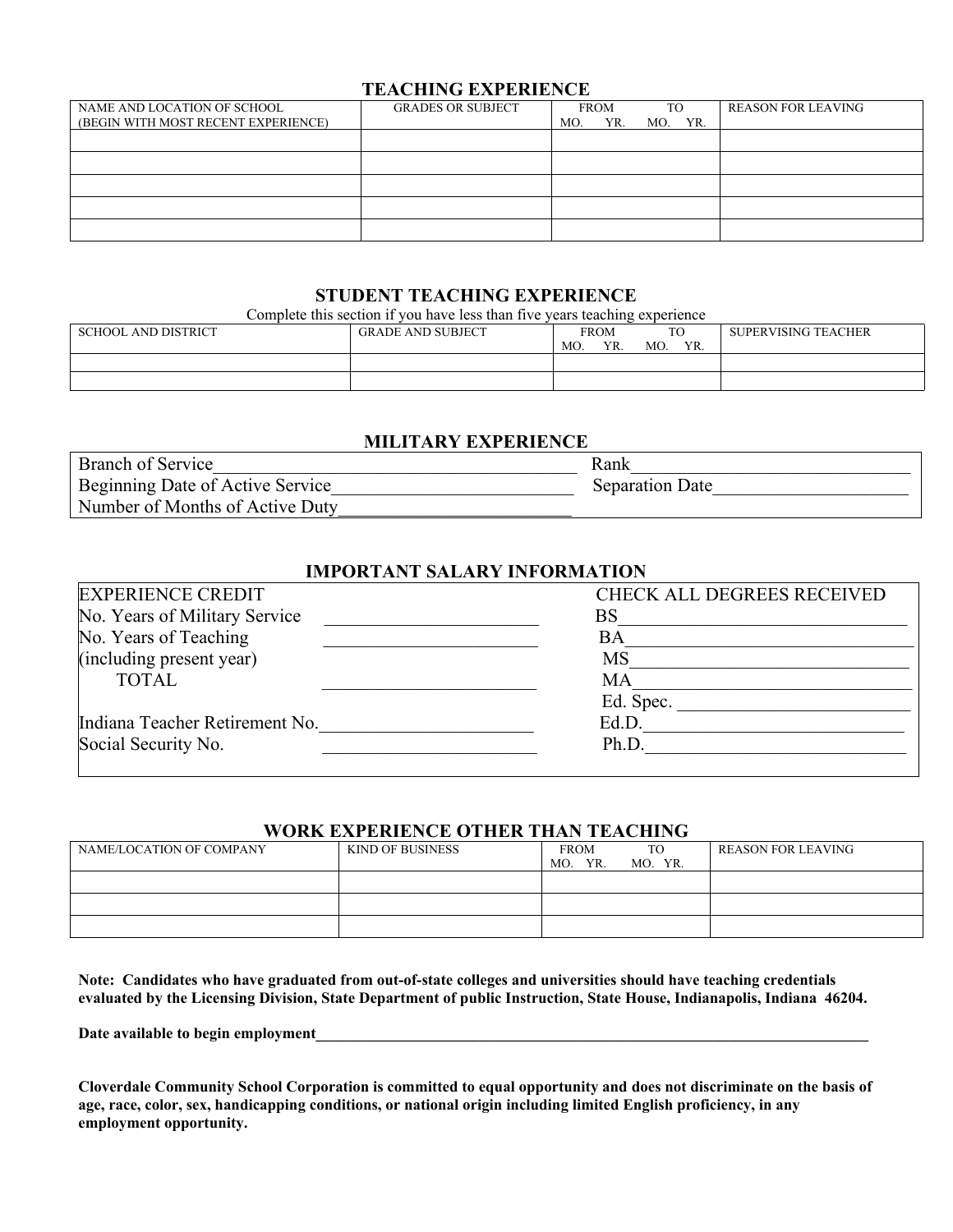## TEACHING EXPERIENCE

| NAME AND LOCATION OF SCHOOL (BEGIN WITH MOST RECENT EXPERIENCE) | GRADES OR SUBJECT | FROM MO. YR. TO MO. YR. | REASON FOR LEAVING |
|---|---|---|---|
| | | | |
| | | | |
| | | | |
| | | | |
| | | | |

## STUDENT TEACHING EXPERIENCE

Complete this section if you have less than five years teaching experience

| SCHOOL AND DISTRICT | GRADE AND SUBJECT | FROM MO. YR. TO MO. YR. | SUPERVISING TEACHER |
|---|---|---|---|
| | | | |
| | | | |

## MILITARY EXPERIENCE

Branch of Service_______________________________________ Rank______________________________

Beginning Date of Active Service__________________________ Separation Date_____________________

Number of Months of Active Duty_________________________

## IMPORTANT SALARY INFORMATION

EXPERIENCE CREDIT

No. Years of Military Service _______________________

No. Years of Teaching (including present year) _______________________

TOTAL _______________________

Indiana Teacher Retirement No._______________________

Social Security No. _______________________

CHECK ALL DEGREES RECEIVED

BS_______________________________

BA_______________________________

MS_______________________________

MA_______________________________

Ed. Spec. _________________________

Ed.D.____________________________

Ph.D.____________________________

## WORK EXPERIENCE OTHER THAN TEACHING

| NAME/LOCATION OF COMPANY | KIND OF BUSINESS | FROM MO. YR. TO MO. YR. | REASON FOR LEAVING |
|---|---|---|---|
| | | | |
| | | | |
| | | | |

**Note: Candidates who have graduated from out-of-state colleges and universities should have teaching credentials evaluated by the Licensing Division, State Department of public Instruction, State House, Indianapolis, Indiana 46204.**

**Date available to begin employment_____________________________________________________________________________**

**Cloverdale Community School Corporation is committed to equal opportunity and does not discriminate on the basis of age, race, color, sex, handicapping conditions, or national origin including limited English proficiency, in any employment opportunity.**